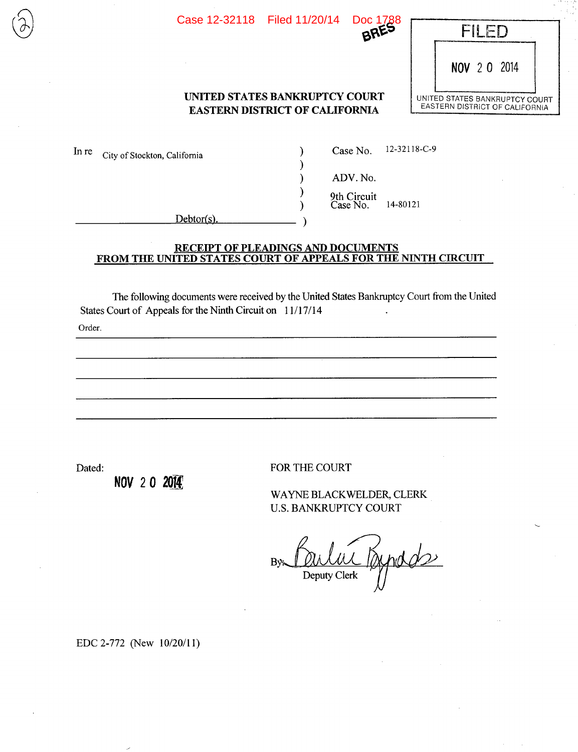Case 12-32118 Filed 11/20/14 Doc 1788

BRES

FILED

NOV 20 2014

UNITED STATES BANKRUPTCY COURT
EASTERN DISTRICT OF CALIFORNIA

**UNITED STATES BANKRUPTCY COURT**
**EASTERN DISTRICT OF CALIFORNIA**

| | | |
|---|---|---|
| In re City of Stockton, California | ) | Case No. 12-32118-C-9 |
| | ) | |
| | ) | ADV. No. |
| | ) | |
| | ) | 9th Circuit Case No. 14-80121 |
| Debtor(s). | ) | |

**RECEIPT OF PLEADINGS AND DOCUMENTS FROM THE UNITED STATES COURT OF APPEALS FOR THE NINTH CIRCUIT**

The following documents were received by the United States Bankruptcy Court from the United States Court of Appeals for the Ninth Circuit on 11/17/14.

Order.

Dated: NOV 20 2014

FOR THE COURT

WAYNE BLACKWELDER, CLERK
U.S. BANKRUPTCY COURT

By: [signature]
Deputy Clerk

EDC 2-772 (New 10/20/11)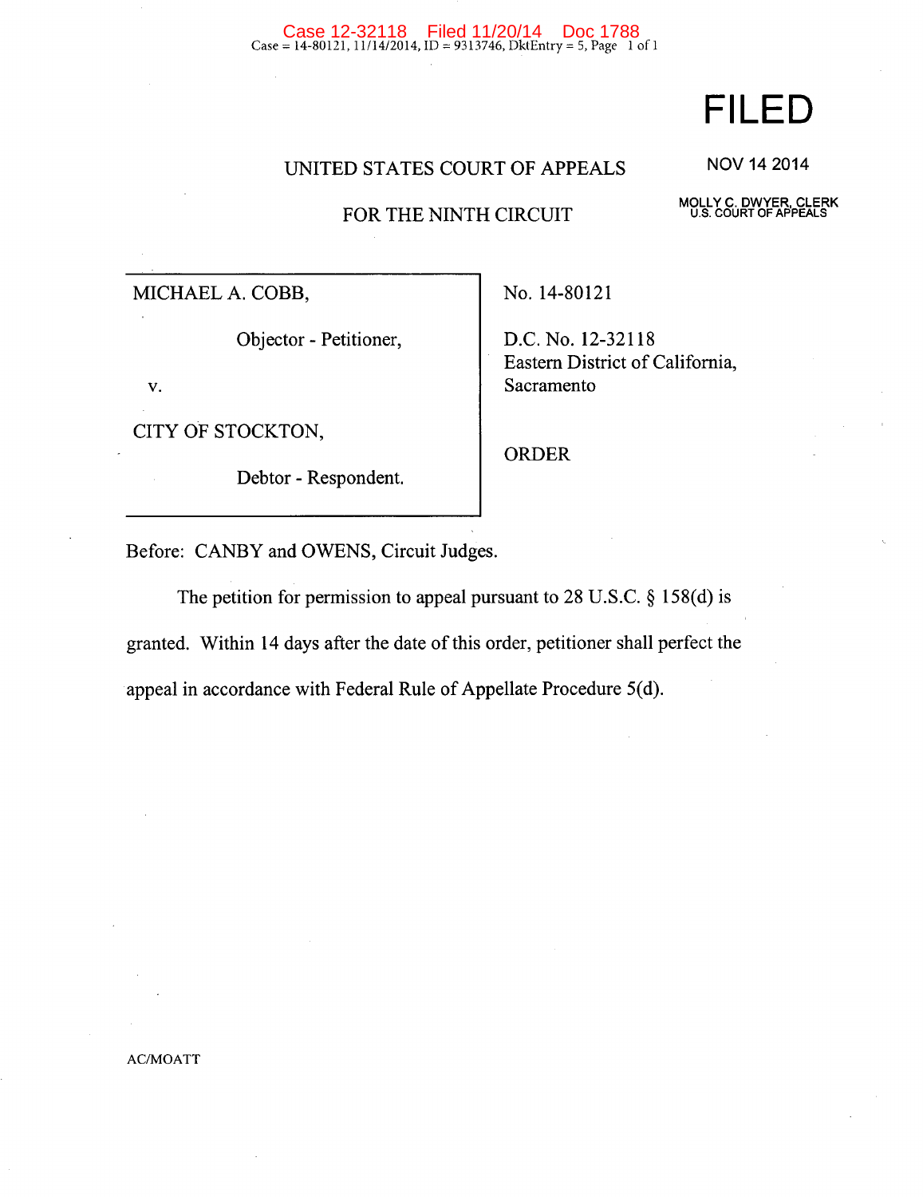**FILED**

NOV 14 2014

MOLLY C. DWYER, CLERK
U.S. COURT OF APPEALS

UNITED STATES COURT OF APPEALS

FOR THE NINTH CIRCUIT

| | |
|---|---|
| MICHAEL A. COBB,<br><br>Objector - Petitioner,<br><br>v.<br><br>CITY OF STOCKTON,<br><br>Debtor - Respondent. | No. 14-80121<br><br>D.C. No. 12-32118<br>Eastern District of California,<br>Sacramento<br><br>ORDER |

Before: CANBY and OWENS, Circuit Judges.

The petition for permission to appeal pursuant to 28 U.S.C. § 158(d) is granted. Within 14 days after the date of this order, petitioner shall perfect the appeal in accordance with Federal Rule of Appellate Procedure 5(d).

AC/MOATT